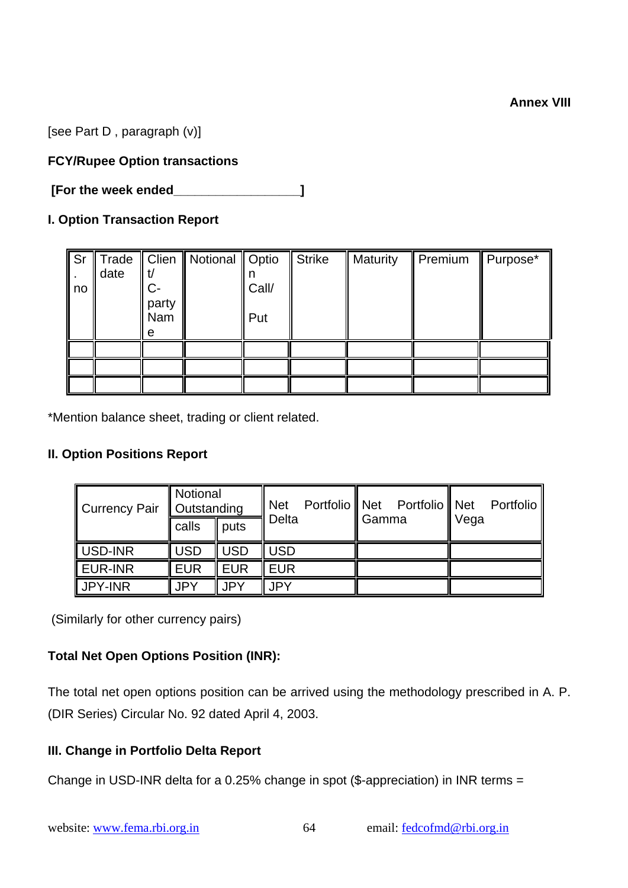**Annex VIII**

[see Part D , paragraph (v)]

**FCY/Rupee Option transactions**

**[For the week ended__________________]**

**I. Option Transaction Report**

| Sr. no | Trade date | Client/ C-party Name | Notional | Option Call/ Put | Strike | Maturity | Premium | Purpose* |
|---|---|---|---|---|---|---|---|---|
| | | | | | | | | |
| | | | | | | | | |
| | | | | | | | | |

*Mention balance sheet, trading or client related.

**II. Option Positions Report**

| Currency Pair | Notional Outstanding | | Net Portfolio Delta | Net Portfolio Gamma | Net Portfolio Vega |
|---|---|---|---|---|---|
| | calls | puts | | | |
| USD-INR | USD | USD | USD | | |
| EUR-INR | EUR | EUR | EUR | | |
| JPY-INR | JPY | JPY | JPY | | |

(Similarly for other currency pairs)

**Total Net Open Options Position (INR):**

The total net open options position can be arrived using the methodology prescribed in A. P. (DIR Series) Circular No. 92 dated April 4, 2003.

**III. Change in Portfolio Delta Report**

Change in USD-INR delta for a 0.25% change in spot ($-appreciation) in INR terms =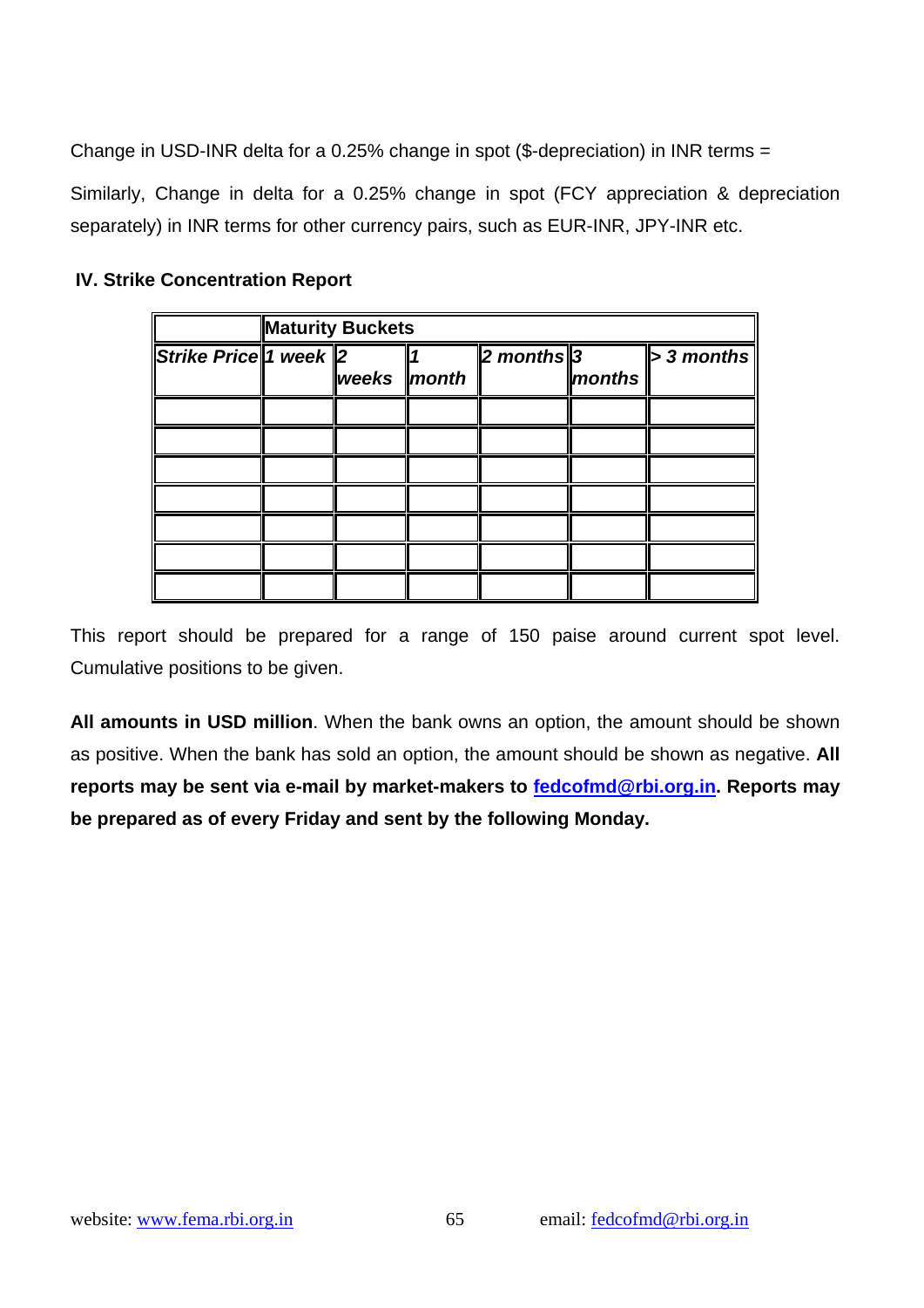Change in USD-INR delta for a 0.25% change in spot ($-depreciation) in INR terms =

Similarly, Change in delta for a 0.25% change in spot (FCY appreciation & depreciation separately) in INR terms for other currency pairs, such as EUR-INR, JPY-INR etc.

**IV. Strike Concentration Report**

| | **Maturity Buckets** | | | | | |
|---|---|---|---|---|---|---|
| ***Strike Price*** | ***1 week*** | ***2 weeks*** | ***1 month*** | ***2 months*** | ***3 months*** | ***> 3 months*** |
| | | | | | | |
| | | | | | | |
| | | | | | | |
| | | | | | | |
| | | | | | | |
| | | | | | | |
| | | | | | | |

This report should be prepared for a range of 150 paise around current spot level. Cumulative positions to be given.

**All amounts in USD million**. When the bank owns an option, the amount should be shown as positive. When the bank has sold an option, the amount should be shown as negative. **All reports may be sent via e-mail by market-makers to fedcofmd@rbi.org.in. Reports may be prepared as of every Friday and sent by the following Monday.**